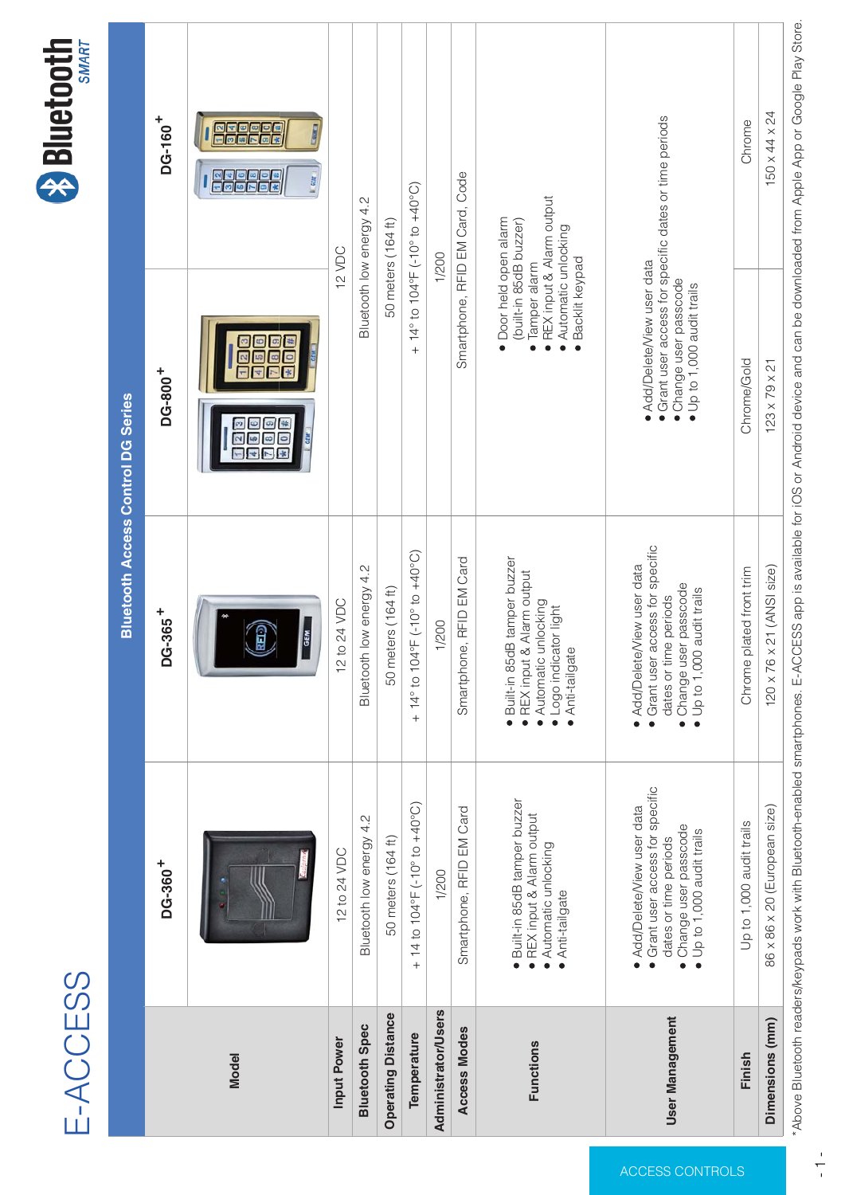# E-ACCESS

## Bluetooth SMART

### Bluetooth Access Control DG Series

| Model | DG-360+ | DG-365+ | DG-800+ | DG-160+ |
|---|---|---|---|---|
| Input Power | 12 to 24 VDC | 12 to 24 VDC | 12 VDC | |
| Bluetooth Spec | Bluetooth low energy 4.2 | Bluetooth low energy 4.2 | Bluetooth low energy 4.2 | |
| Operating Distance | 50 meters (164 ft) | 50 meters (164 ft) | 50 meters (164 ft) | |
| Temperature | + 14 to 104°F (-10° to +40°C) | + 14° to 104°F (-10° to +40°C) | + 14° to 104°F (-10° to +40°C) | |
| Administrator/Users | 1/200 | 1/200 | 1/200 | |
| Access Modes | Smartphone, RFID EM Card | Smartphone, RFID EM Card | Smartphone, RFID EM Card, Code | |
| Functions | • Built-in 85dB tamper buzzer<br>• REX input & Alarm output<br>• Automatic unlocking<br>• Anti-tailgate | • Built-in 85dB tamper buzzer<br>• REX input & Alarm output<br>• Automatic unlocking<br>• Logo indicator light<br>• Anti-tailgate | • Door held open alarm (built-in 85dB buzzer)<br>• Tamper alarm<br>• REX input & Alarm output<br>• Automatic unlocking<br>• Backlit keypad | |
| User Management | • Add/Delete/View user data<br>• Grant user access for specific dates or time periods<br>• Change user passcode<br>• Up to 1,000 audit trails | • Add/Delete/View user data<br>• Grant user access for specific dates or time periods<br>• Change user passcode<br>• Up to 1,000 audit trails | • Add/Delete/View user data<br>• Grant user access for specific dates or time periods<br>• Change user passcode<br>• Up to 1,000 audit trails | |
| Finish | Up to 1,000 audit trails | Chrome plated front trim | Chrome/Gold | Chrome |
| Dimensions (mm) | 86 x 86 x 20 (European size) | 120 x 76 x 21 (ANSI size) | 123 x 79 x 21 | 150 x 44 x 24 |

*Above Bluetooth readers/keypads work with Bluetooth-enabled smartphones. E-ACCESS app is available for iOS or Android device and can be downloaded from Apple App or Google Play Store.

ACCESS CONTROLS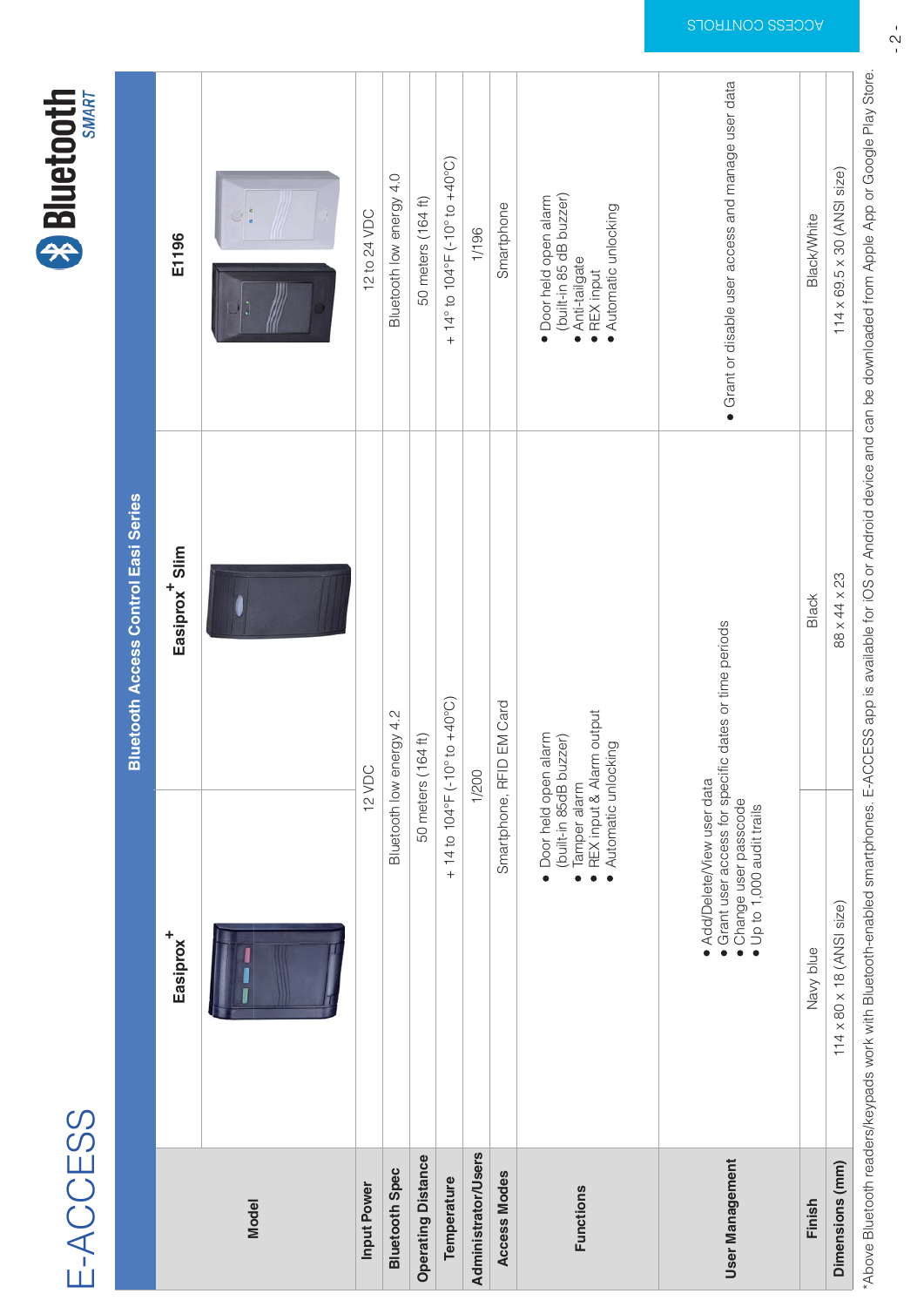# E-ACCESS

## Bluetooth Access Control Easi Series

| Model | Easiprox+ | Easiprox+ Slim | E1196 |
|---|---|---|---|
| Input Power | 12 VDC | 12 VDC | 12 to 24 VDC |
| Bluetooth Spec | Bluetooth low energy 4.2 | Bluetooth low energy 4.2 | Bluetooth low energy 4.0 |
| Operating Distance | 50 meters (164 ft) | 50 meters (164 ft) | 50 meters (164 ft) |
| Temperature | + 14 to 104°F (-10° to +40°C) | + 14 to 104°F (-10° to +40°C) | + 14° to 104°F (-10° to +40°C) |
| Administrator/Users | 1/200 | 1/200 | 1/196 |
| Access Modes | Smartphone, RFID EM Card | Smartphone, RFID EM Card | Smartphone |
| Functions | • Door held open alarm (built-in 85dB buzzer)<br>• Tamper alarm<br>• REX input & Alarm output<br>• Automatic unlocking | • Door held open alarm (built-in 85dB buzzer)<br>• Tamper alarm<br>• REX input & Alarm output<br>• Automatic unlocking | • Door held open alarm (built-in 85 dB buzzer)<br>• Anti-tailgate<br>• REX input<br>• Automatic unlocking |
| User Management | • Add/Delete/View user data<br>• Grant user access for specific dates or time periods<br>• Change user passcode<br>• Up to 1,000 audit trails | • Add/Delete/View user data<br>• Grant user access for specific dates or time periods<br>• Change user passcode<br>• Up to 1,000 audit trails | • Grant or disable user access and manage user data |
| Finish | Navy blue | Black | Black/White |
| Dimensions (mm) | 114 x 80 x 18 (ANSI size) | 88 x 44 x 23 | 114 x 69.5 x 30 (ANSI size) |

*Above Bluetooth readers/keypads work with Bluetooth-enabled smartphones. E-ACCESS app is available for iOS or Android device and can be downloaded from Apple App or Google Play Store.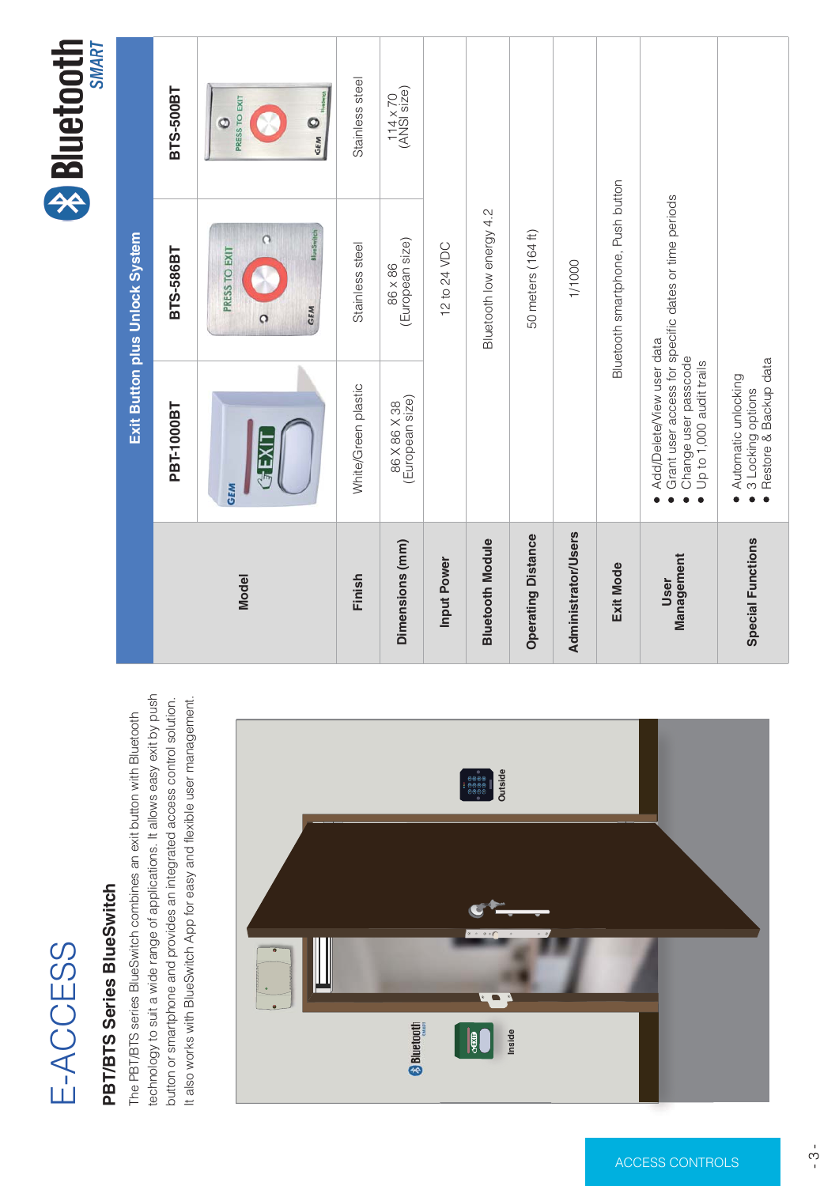# E-ACCESS

## PBT/BTS Series BlueSwitch

The PBT/BTS series BlueSwitch combines an exit button with Bluetooth technology to suit a wide range of applications. It allows easy exit by push button or smartphone and provides an integrated access control solution. It also works with BlueSwitch App for easy and flexible user management.

Inside

Outside

**Bluetooth SMART**

| Exit Button plus Unlock System | | | |
|---|---|---|---|
| **Model** | **PBT-1000BT** | **BTS-586BT** | **BTS-500BT** |
| **Finish** | White/Green plastic | Stainless steel | Stainless steel |
| **Dimensions (mm)** | 86 X 86 X 38 (European size) | 86 x 86 (European size) | 114 x 70 (ANSI size) |
| **Input Power** | 12 to 24 VDC | | |
| **Bluetooth Module** | Bluetooth low energy 4.2 | | |
| **Operating Distance** | 50 meters (164 ft) | | |
| **Administrator/Users** | 1/1000 | | |
| **Exit Mode** | Bluetooth smartphone, Push button | | |
| **User Management** | • Add/Delete/View user data<br>• Grant user access for specific dates or time periods<br>• Change user passcode<br>• Up to 1,000 audit trails | | |
| **Special Functions** | • Automatic unlocking<br>• 3 Locking options<br>• Restore & Backup data | | |

ACCESS CONTROLS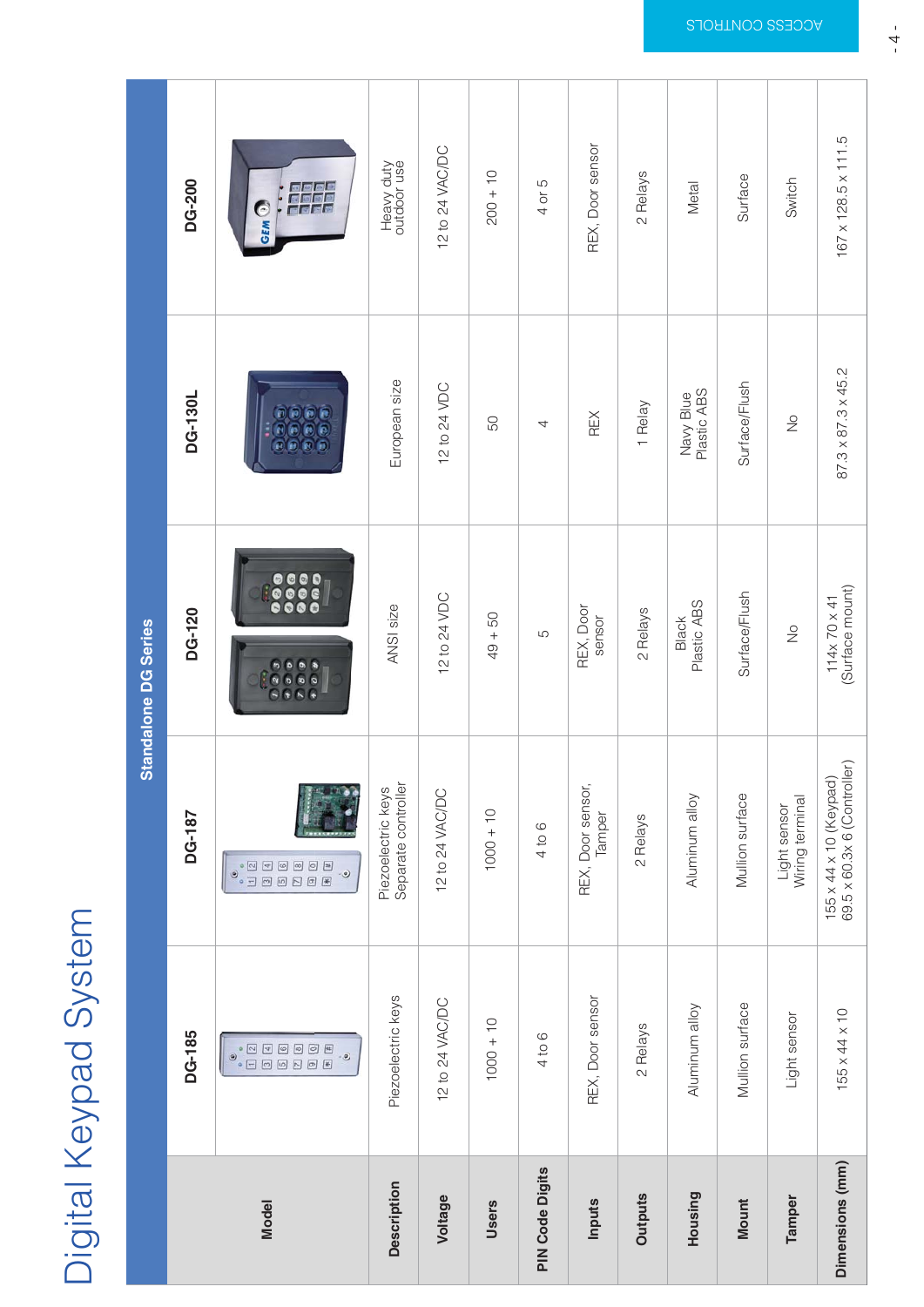# Digital Keypad System

| Model | Standalone DG Series | | | | |
|---|---|---|---|---|---|
| | DG-185 | DG-187 | DG-120 | DG-130L | DG-200 |
| Description | Piezoelectric keys | Piezoelectric keys Separate controller | ANSI size | European size | Heavy duty outdoor use |
| Voltage | 12 to 24 VAC/DC | 12 to 24 VAC/DC | 12 to 24 VDC | 12 to 24 VDC | 12 to 24 VAC/DC |
| Users | 1000 + 10 | 1000 + 10 | 49 + 50 | 50 | 200 + 10 |
| PIN Code Digits | 4 to 6 | 4 to 6 | 5 | 4 | 4 or 5 |
| Inputs | REX, Door sensor | REX, Door sensor, Tamper | REX, Door sensor | REX | REX, Door sensor |
| Outputs | 2 Relays | 2 Relays | 2 Relays | 1 Relay | 2 Relays |
| Housing | Aluminum alloy | Aluminum alloy | Black Plastic ABS | Navy Blue Plastic ABS | Metal |
| Mount | Mullion surface | Mullion surface | Surface/Flush | Surface/Flush | Surface |
| Tamper | Light sensor | Light sensor Wiring terminal | No | No | Switch |
| Dimensions (mm) | 155 x 44 x 10 | 155 x 44 x 10 (Keypad) 69.5 x 60.3x 6 (Controller) | 114x 70 x 41 (Surface mount) | 87.3 x 87.3 x 45.2 | 167 x 128.5 x 111.5 |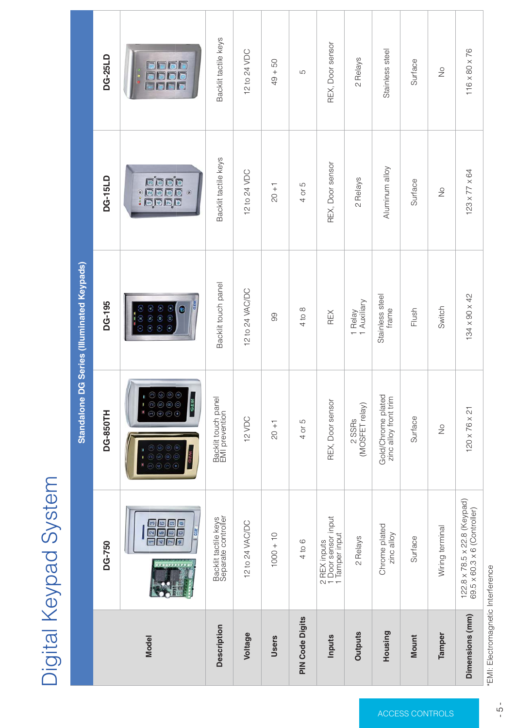# Digital Keypad System

| Model | Standalone DG Series (Illuminated Keypads) | | | | |
|---|---|---|---|---|---|
| | DG-750 | DG-850TH | DG-195 | DG-15LD | DG-25LD |
| Description | Backlit tactile keys<br>Separate controller | Backlit touch panel<br>EMI prevention | Backlit touch panel | Backlit tactile keys | Backlit tactile keys |
| Voltage | 12 to 24 VAC/DC | 12 VDC | 12 to 24 VAC/DC | 12 to 24 VDC | 12 to 24 VDC |
| Users | 1000 + 10 | 20 + 1 | 99 | 20 + 1 | 49 + 50 |
| PIN Code Digits | 4 to 6 | 4 or 5 | 4 to 8 | 4 or 5 | 5 |
| Inputs | 2 REX inputs<br>1 Door sensor input<br>1 Tamper input | REX, Door sensor | REX | REX, Door sensor | REX, Door sensor |
| Outputs | 2 Relays | 2 SSRs<br>(MOSFET relay) | 1 Relay<br>1 Auxiliary | 2 Relays | 2 Relays |
| Housing | Chrome plated zinc alloy | Gold/Chrome plated zinc alloy front trim | Stainless steel frame | Aluminum alloy | Stainless steel |
| Mount | Surface | Surface | Flush | Surface | Surface |
| Tamper | Wiring terminal | No | Switch | No | No |
| Dimensions (mm) | 122.8 x 78.5 x 22.8 (Keypad)<br>69.5 x 60.3 x 6 (Controller) | 120 x 76 x 21 | 134 x 90 x 42 | 123 x 77 x 64 | 116 x 80 x 76 |

*EMI: Electromagnetic Interference

ACCESS CONTROLS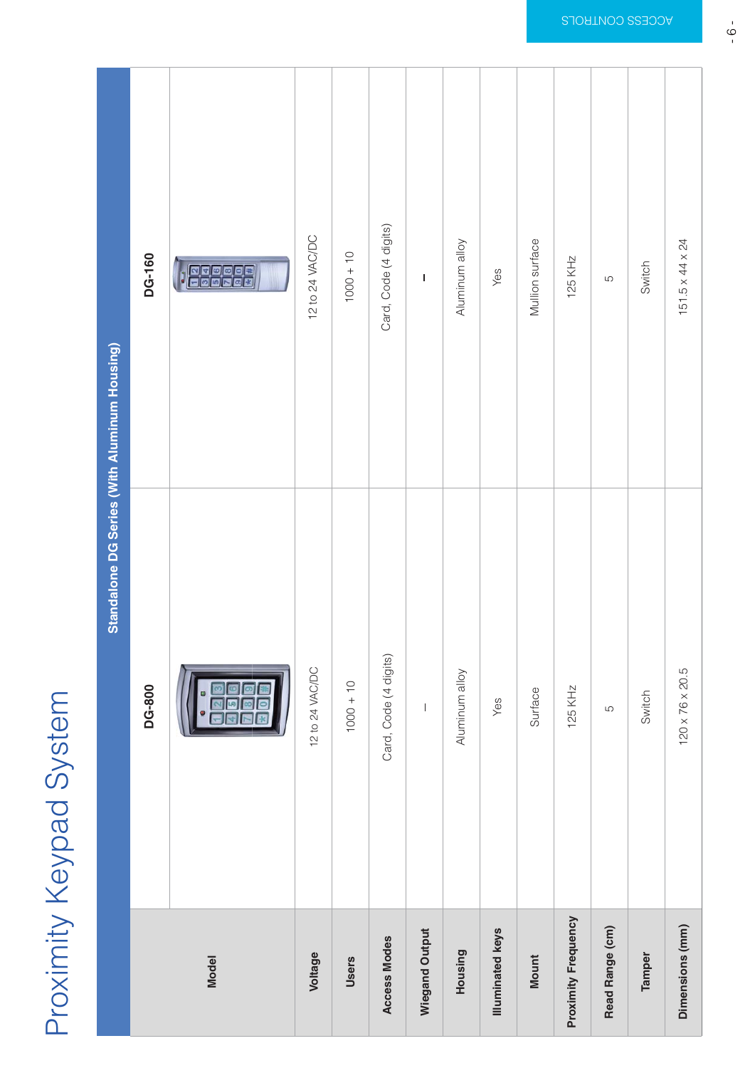# Proximity Keypad System

| Model | Standalone DG Series (With Aluminum Housing) | |
|---|---|---|
| | DG-800 | DG-160 |
| Voltage | 12 to 24 VAC/DC | 12 to 24 VAC/DC |
| Users | 1000 + 10 | 1000 + 10 |
| Access Modes | Card, Code (4 digits) | Card, Code (4 digits) |
| Wiegand Output | – | – |
| Housing | Aluminum alloy | Aluminum alloy |
| Illuminated keys | Yes | Yes |
| Mount | Surface | Mullion surface |
| Proximity Frequency | 125 KHz | 125 KHz |
| Read Range (cm) | 5 | 5 |
| Tamper | Switch | Switch |
| Dimensions (mm) | 120 x 76 x 20.5 | 151.5 x 44 x 24 |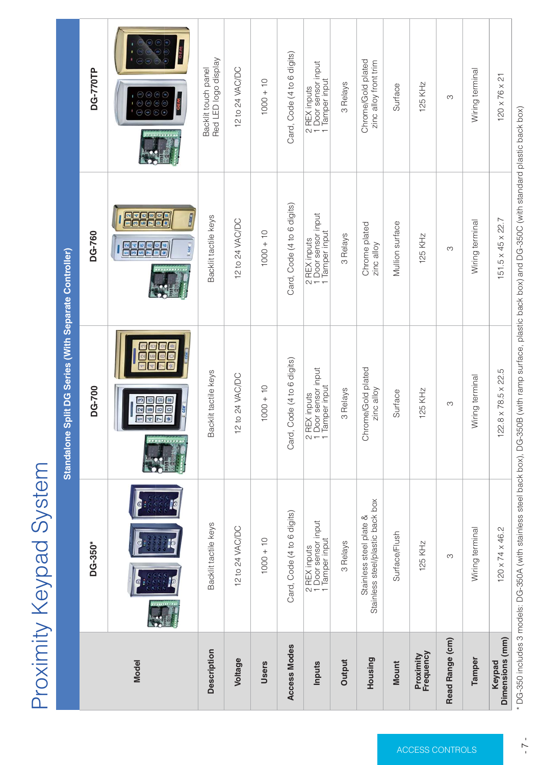# Proximity Keypad System

## Standalone Split DG Series (With Separate Controller)

| Model | DG-350* | DG-700 | DG-760 | DG-770TP |
|---|---|---|---|---|
| Description | Backlit tactile keys | Backlit tactile keys | Backlit tactile keys | Backlit touch panel Red LED logo display |
| Voltage | 12 to 24 VAC/DC | 12 to 24 VAC/DC | 12 to 24 VAC/DC | 12 to 24 VAC/DC |
| Users | 1000 + 10 | 1000 + 10 | 1000 + 10 | 1000 + 10 |
| Access Modes | Card, Code (4 to 6 digits) | Card, Code (4 to 6 digits) | Card, Code (4 to 6 digits) | Card, Code (4 to 6 digits) |
| Inputs | 2 REX inputs 1 Door sensor input 1 Tamper input | 2 REX inputs 1 Door sensor input 1 Tamper input | 2 REX inputs 1 Door sensor input 1 Tamper input | 2 REX inputs 1 Door sensor input 1 Tamper input |
| Output | 3 Relays | 3 Relays | 3 Relays | 3 Relays |
| Housing | Stainless steel plate & Stainless steel/plastic back box | Chrome/Gold plated zinc alloy | Chrome plated zinc alloy | Chrome/Gold plated zinc alloy front trim |
| Mount | Surface/Flush | Surface | Mullion surface | Surface |
| Proximity Frequency | 125 KHz | 125 KHz | 125 KHz | 125 KHz |
| Read Range (cm) | 3 | 3 | 3 | 3 |
| Tamper | Wiring terminal | Wiring terminal | Wiring terminal | Wiring terminal |
| Keypad Dimensions (mm) | 120 x 74 x 46.2 | 122.8 x 78.5 x 22.5 | 151.5 x 45 x 22.7 | 120 x 76 x 21 |

* DG-350 includes 3 models: DG-350A (with stainless steel back box), DG-350B (with ramp surface, plastic back box) and DG-350C (with standard plastic back box)

ACCESS CONTROLS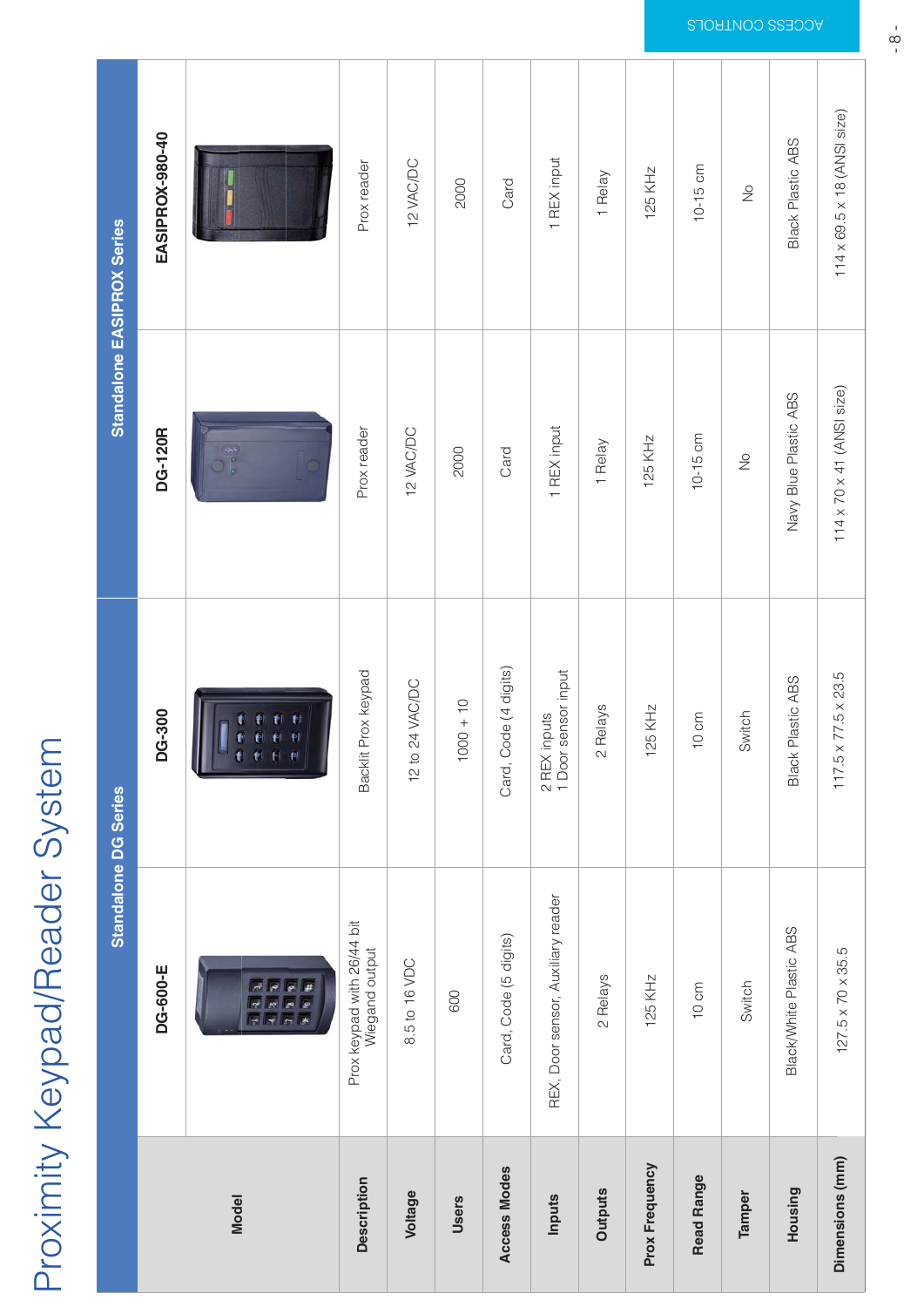# Proximity Keypad/Reader System

| | Standalone DG Series | | Standalone EASIPROX Series | |
|---|---|---|---|---|
| **Model** | **DG-600-E** | **DG-300** | **DG-120R** | **EASIPROX-980-40** |
| **Description** | Prox keypad with 26/44 bit Wiegand output | Backlit Prox keypad | Prox reader | Prox reader |
| **Voltage** | 8.5 to 16 VDC | 12 to 24 VAC/DC | 12 VAC/DC | 12 VAC/DC |
| **Users** | 600 | 1000 + 10 | 2000 | 2000 |
| **Access Modes** | Card, Code (5 digits) | Card, Code (4 digits) | Card | Card |
| **Inputs** | REX, Door sensor, Auxiliary reader | 2 REX inputs<br>1 Door sensor input | 1 REX input | 1 REX input |
| **Outputs** | 2 Relays | 2 Relays | 1 Relay | 1 Relay |
| **Prox Frequency** | 125 KHz | 125 KHz | 125 KHz | 125 KHz |
| **Read Range** | 10 cm | 10 cm | 10-15 cm | 10-15 cm |
| **Tamper** | Switch | Switch | No | No |
| **Housing** | Black/White Plastic ABS | Black Plastic ABS | Navy Blue Plastic ABS | Black Plastic ABS |
| **Dimensions (mm)** | 127.5 x 70 x 35.5 | 117.5 x 77.5 x 23.5 | 114 x 70 x 41 (ANSI size) | 114 x 69.5 x 18 (ANSI size) |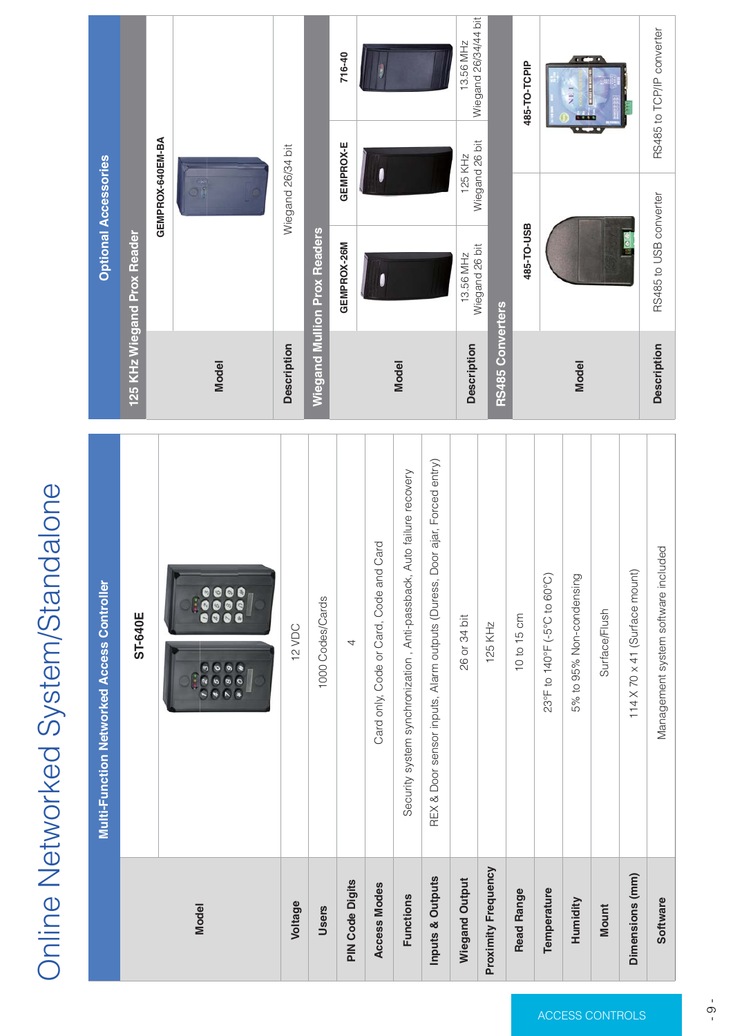# Online Networked System/Standalone

| Multi-Function Networked Access Controller | |
|---|---|
| Model | ST-640E |
| Voltage | 12 VDC |
| Users | 1000 Codes/Cards |
| PIN Code Digits | 4 |
| Access Modes | Card only, Code or Card, Code and Card |
| Functions | Security system synchronization , Anti-passback, Auto failure recovery |
| Inputs & Outputs | REX & Door sensor inputs, Alarm outputs (Duress, Door ajar, Forced entry) |
| Wiegand Output | 26 or 34 bit |
| Proximity Frequency | 125 KHz |
| Read Range | 10 to 15 cm |
| Temperature | 23°F to 140°F (-5°C to 60°C) |
| Humidity | 5% to 95% Non-condensing |
| Mount | Surface/Flush |
| Dimensions (mm) | 114 X 70 x 41 (Surface mount) |
| Software | Management system software included |

## Optional Accessories

**125 KHz Wiegand Prox Reader**

| Model | GEMPROX-640EM-BA |
|---|---|
| Description | Wiegand 26/34 bit |

**Wiegand Mullion Prox Readers**

| Model | GEMPROX-26M | GEMPROX-E | 716-40 |
|---|---|---|---|
| Description | 13.56 MHz Wiegand 26 bit | 125 KHz Wiegand 26 bit | 13.56 MHz Wiegand 26/34/44 bit |

**RS485 Converters**

| Model | 485-TO-USB | 485-TO-TCPIP |
|---|---|---|
| Description | RS485 to USB converter | RS485 to TCP/IP converter |

ACCESS CONTROLS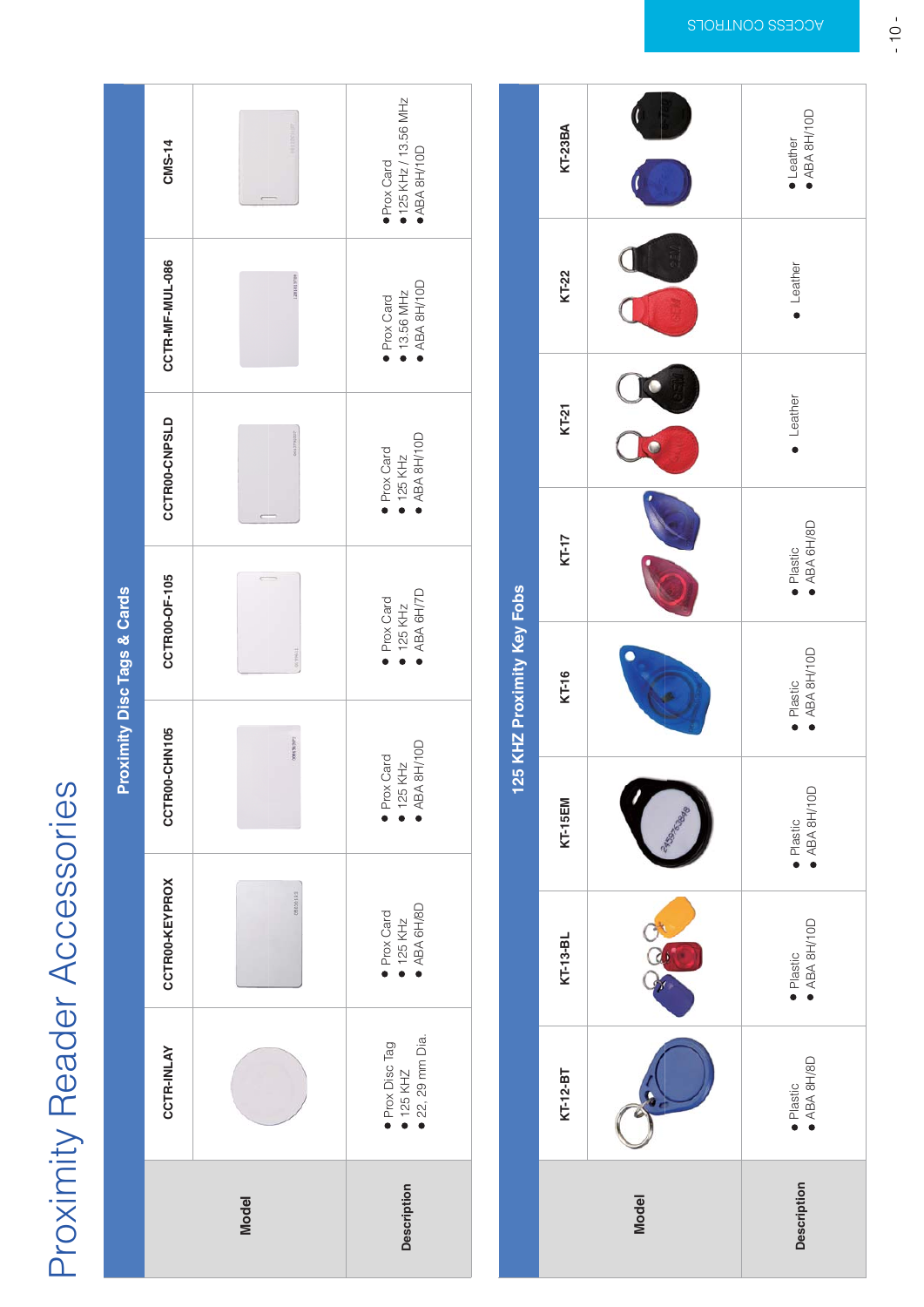# Proximity Reader Accessories

## Proximity Disc Tags & Cards

| Model | CCTR-INLAY | CCTR00-KEYPROX | CCTR00-CHN105 | CCTR00-OF-105 | CCTR00-CNPSLD | CCTR-MF-MUL-086 | CMS-14 |
|---|---|---|---|---|---|---|---|
| Description | • Prox Disc Tag<br>• 125 KHZ<br>• 22, 29 mm Dia. | • Prox Card<br>• 125 KHz<br>• ABA 6H/8D | • Prox Card<br>• 125 KHz<br>• ABA 8H/10D | • Prox Card<br>• 125 KHz<br>• ABA 6H/7D | • Prox Card<br>• 125 KHz<br>• ABA 8H/10D | • Prox Card<br>• 13.56 MHz<br>• ABA 8H/10D | • Prox Card<br>• 125 KHz / 13.56 MHz<br>• ABA 8H/10D |

## 125 KHZ Proximity Key Fobs

| Model | KT-12-BT | KT-13-BL | KT-15EM | KT-16 | KT-17 | KT-21 | KT-22 | KT-23BA |
|---|---|---|---|---|---|---|---|---|
| Description | • Plastic<br>• ABA 8H/8D | • Plastic<br>• ABA 8H/10D | • Plastic<br>• ABA 8H/10D | • Plastic<br>• ABA 8H/10D | • Plastic<br>• ABA 6H/8D | • Leather | • Leather | • Leather<br>• ABA 8H/10D |